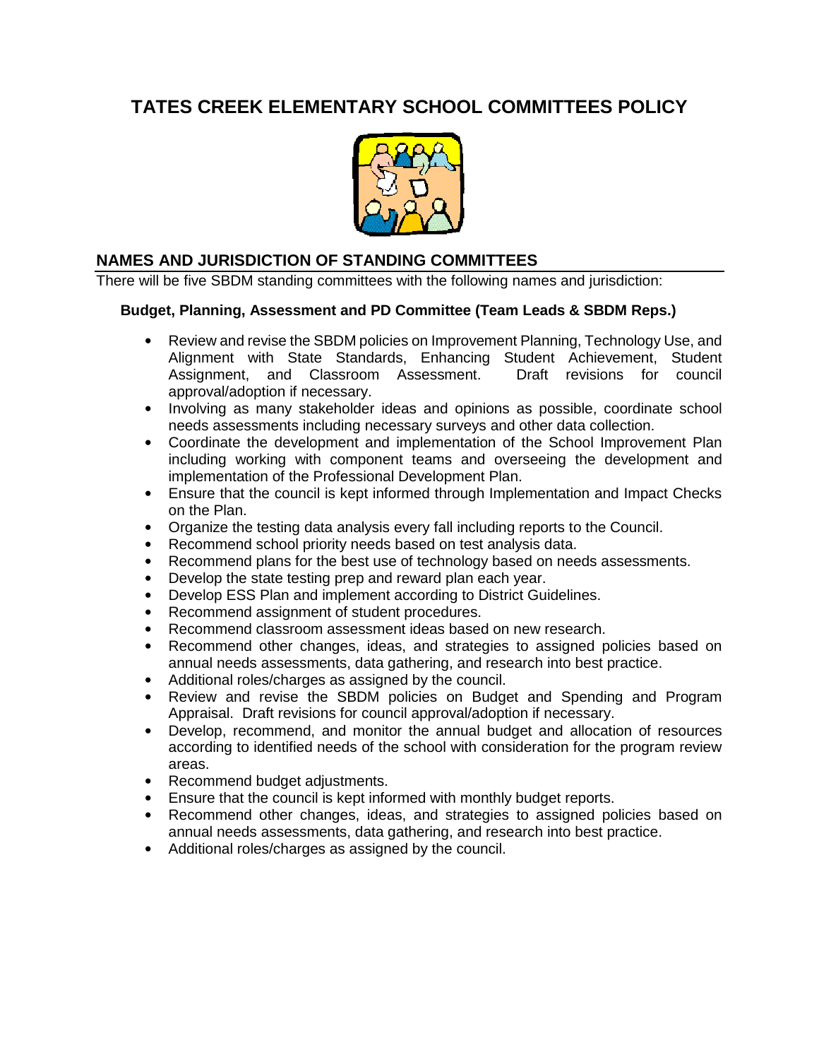# TATES CREEK ELEMENTARY SCHOOL COMMITTEES POLICY

## NAMES AND JURISDICTION OF STANDING COMMITTEES

There will be five SBDM standing committees with the following names and jurisdiction:

### Budget, Planning, Assessment and PD Committee (Team Leads & SBDM Reps.)

- Review and revise the SBDM policies on Improvement Planning, Technology Use, and Alignment with State Standards, Enhancing Student Achievement, Student Assignment, and Classroom Assessment. Draft revisions for council approval/adoption if necessary.
- Involving as many stakeholder ideas and opinions as possible, coordinate school needs assessments including necessary surveys and other data collection.
- Coordinate the development and implementation of the School Improvement Plan including working with component teams and overseeing the development and implementation of the Professional Development Plan.
- Ensure that the council is kept informed through Implementation and Impact Checks on the Plan.
- Organize the testing data analysis every fall including reports to the Council.
- Recommend school priority needs based on test analysis data.
- Recommend plans for the best use of technology based on needs assessments.
- Develop the state testing prep and reward plan each year.
- Develop ESS Plan and implement according to District Guidelines.
- Recommend assignment of student procedures.
- Recommend classroom assessment ideas based on new research.
- Recommend other changes, ideas, and strategies to assigned policies based on annual needs assessments, data gathering, and research into best practice.
- Additional roles/charges as assigned by the council.
- Review and revise the SBDM policies on Budget and Spending and Program Appraisal. Draft revisions for council approval/adoption if necessary.
- Develop, recommend, and monitor the annual budget and allocation of resources according to identified needs of the school with consideration for the program review areas.
- Recommend budget adjustments.
- Ensure that the council is kept informed with monthly budget reports.
- Recommend other changes, ideas, and strategies to assigned policies based on annual needs assessments, data gathering, and research into best practice.
- Additional roles/charges as assigned by the council.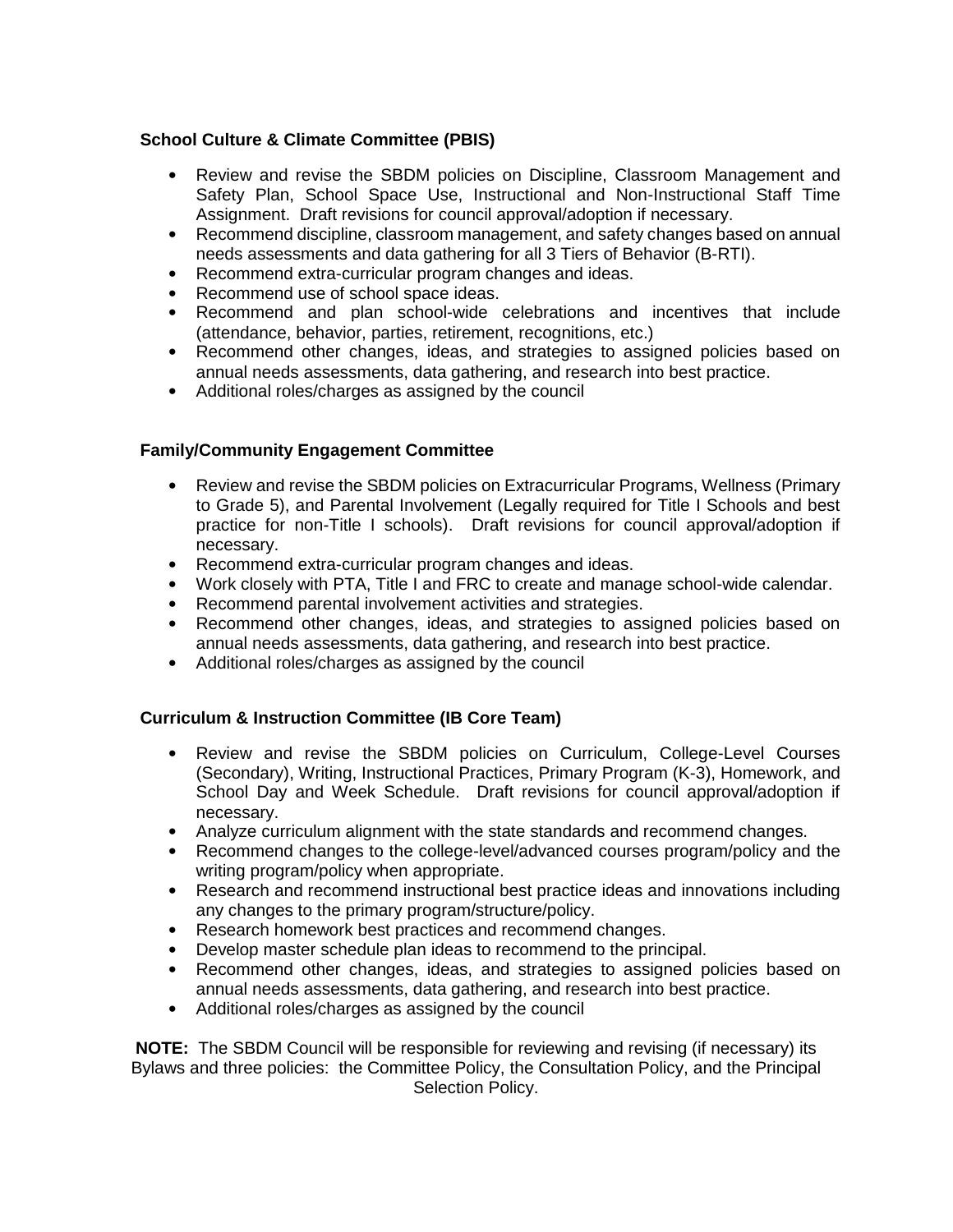**School Culture & Climate Committee (PBIS)**

- Review and revise the SBDM policies on Discipline, Classroom Management and Safety Plan, School Space Use, Instructional and Non-Instructional Staff Time Assignment. Draft revisions for council approval/adoption if necessary.
- Recommend discipline, classroom management, and safety changes based on annual needs assessments and data gathering for all 3 Tiers of Behavior (B-RTI).
- Recommend extra-curricular program changes and ideas.
- Recommend use of school space ideas.
- Recommend and plan school-wide celebrations and incentives that include (attendance, behavior, parties, retirement, recognitions, etc.)
- Recommend other changes, ideas, and strategies to assigned policies based on annual needs assessments, data gathering, and research into best practice.
- Additional roles/charges as assigned by the council

**Family/Community Engagement Committee**

- Review and revise the SBDM policies on Extracurricular Programs, Wellness (Primary to Grade 5), and Parental Involvement (Legally required for Title I Schools and best practice for non-Title I schools). Draft revisions for council approval/adoption if necessary.
- Recommend extra-curricular program changes and ideas.
- Work closely with PTA, Title I and FRC to create and manage school-wide calendar.
- Recommend parental involvement activities and strategies.
- Recommend other changes, ideas, and strategies to assigned policies based on annual needs assessments, data gathering, and research into best practice.
- Additional roles/charges as assigned by the council

**Curriculum & Instruction Committee (IB Core Team)**

- Review and revise the SBDM policies on Curriculum, College-Level Courses (Secondary), Writing, Instructional Practices, Primary Program (K-3), Homework, and School Day and Week Schedule. Draft revisions for council approval/adoption if necessary.
- Analyze curriculum alignment with the state standards and recommend changes.
- Recommend changes to the college-level/advanced courses program/policy and the writing program/policy when appropriate.
- Research and recommend instructional best practice ideas and innovations including any changes to the primary program/structure/policy.
- Research homework best practices and recommend changes.
- Develop master schedule plan ideas to recommend to the principal.
- Recommend other changes, ideas, and strategies to assigned policies based on annual needs assessments, data gathering, and research into best practice.
- Additional roles/charges as assigned by the council

**NOTE:** The SBDM Council will be responsible for reviewing and revising (if necessary) its Bylaws and three policies: the Committee Policy, the Consultation Policy, and the Principal Selection Policy.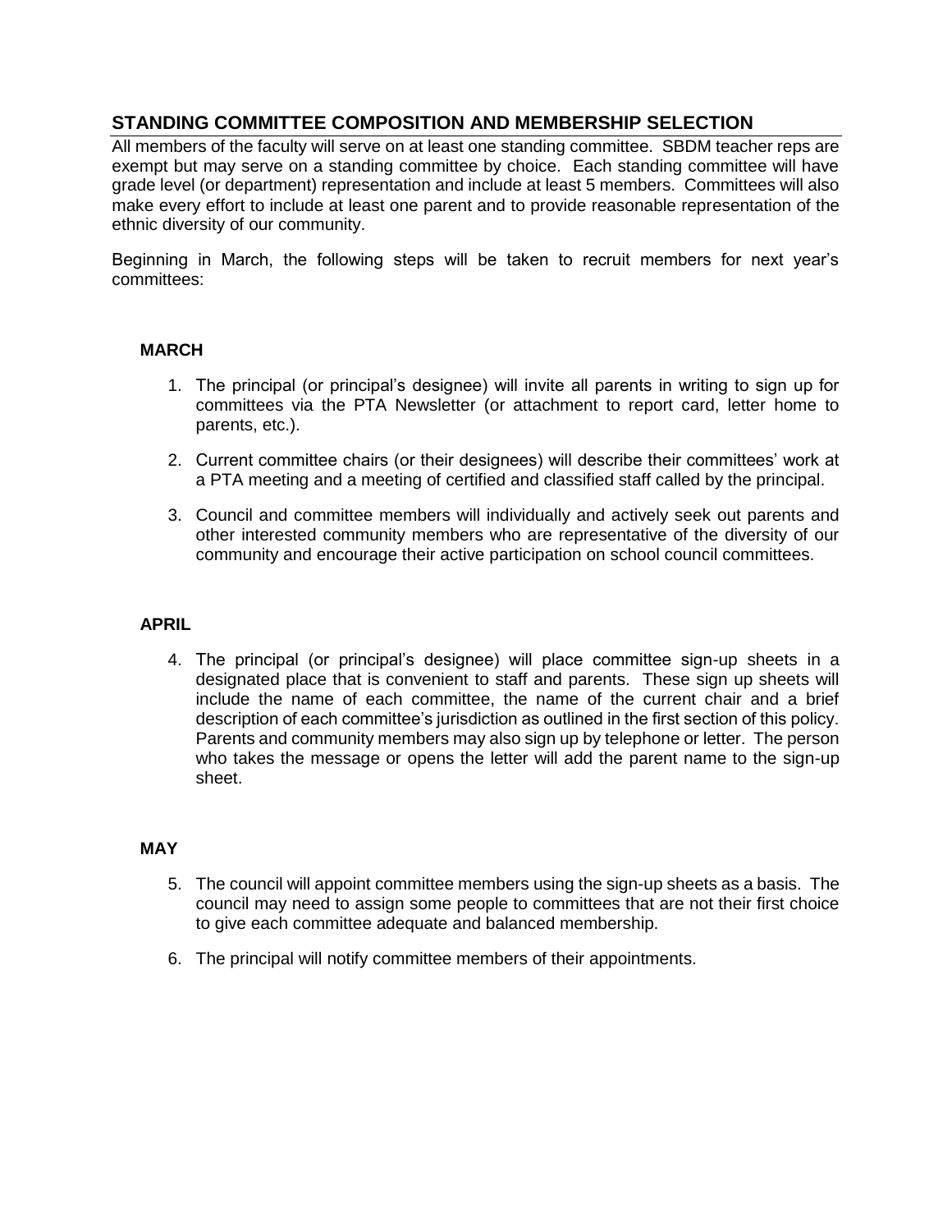## STANDING COMMITTEE COMPOSITION AND MEMBERSHIP SELECTION

All members of the faculty will serve on at least one standing committee. SBDM teacher reps are exempt but may serve on a standing committee by choice. Each standing committee will have grade level (or department) representation and include at least 5 members. Committees will also make every effort to include at least one parent and to provide reasonable representation of the ethnic diversity of our community.

Beginning in March, the following steps will be taken to recruit members for next year's committees:

### MARCH

1. The principal (or principal's designee) will invite all parents in writing to sign up for committees via the PTA Newsletter (or attachment to report card, letter home to parents, etc.).
2. Current committee chairs (or their designees) will describe their committees' work at a PTA meeting and a meeting of certified and classified staff called by the principal.
3. Council and committee members will individually and actively seek out parents and other interested community members who are representative of the diversity of our community and encourage their active participation on school council committees.

### APRIL

4. The principal (or principal's designee) will place committee sign-up sheets in a designated place that is convenient to staff and parents. These sign up sheets will include the name of each committee, the name of the current chair and a brief description of each committee's jurisdiction as outlined in the first section of this policy. Parents and community members may also sign up by telephone or letter. The person who takes the message or opens the letter will add the parent name to the sign-up sheet.

### MAY

5. The council will appoint committee members using the sign-up sheets as a basis. The council may need to assign some people to committees that are not their first choice to give each committee adequate and balanced membership.
6. The principal will notify committee members of their appointments.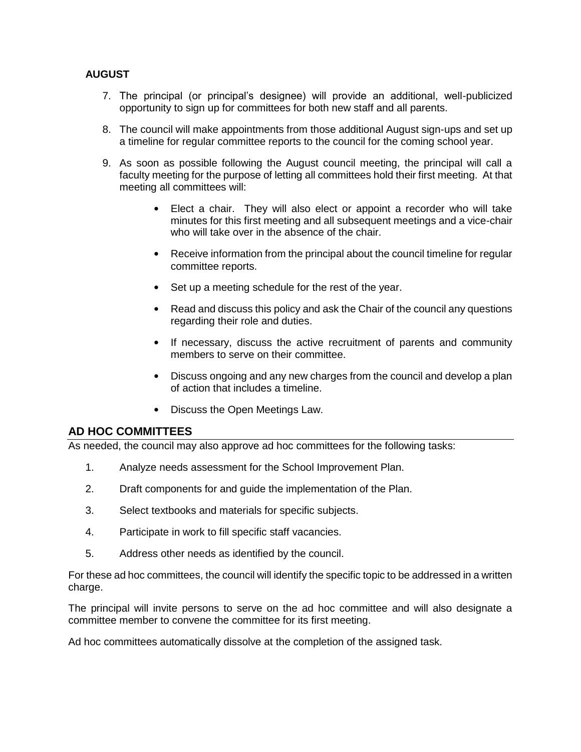**AUGUST**

7. The principal (or principal's designee) will provide an additional, well-publicized opportunity to sign up for committees for both new staff and all parents.

8. The council will make appointments from those additional August sign-ups and set up a timeline for regular committee reports to the council for the coming school year.

9. As soon as possible following the August council meeting, the principal will call a faculty meeting for the purpose of letting all committees hold their first meeting. At that meeting all committees will:

    - Elect a chair. They will also elect or appoint a recorder who will take minutes for this first meeting and all subsequent meetings and a vice-chair who will take over in the absence of the chair.

    - Receive information from the principal about the council timeline for regular committee reports.

    - Set up a meeting schedule for the rest of the year.

    - Read and discuss this policy and ask the Chair of the council any questions regarding their role and duties.

    - If necessary, discuss the active recruitment of parents and community members to serve on their committee.

    - Discuss ongoing and any new charges from the council and develop a plan of action that includes a timeline.

    - Discuss the Open Meetings Law.

## AD HOC COMMITTEES

As needed, the council may also approve ad hoc committees for the following tasks:

1. Analyze needs assessment for the School Improvement Plan.

2. Draft components for and guide the implementation of the Plan.

3. Select textbooks and materials for specific subjects.

4. Participate in work to fill specific staff vacancies.

5. Address other needs as identified by the council.

For these ad hoc committees, the council will identify the specific topic to be addressed in a written charge.

The principal will invite persons to serve on the ad hoc committee and will also designate a committee member to convene the committee for its first meeting.

Ad hoc committees automatically dissolve at the completion of the assigned task.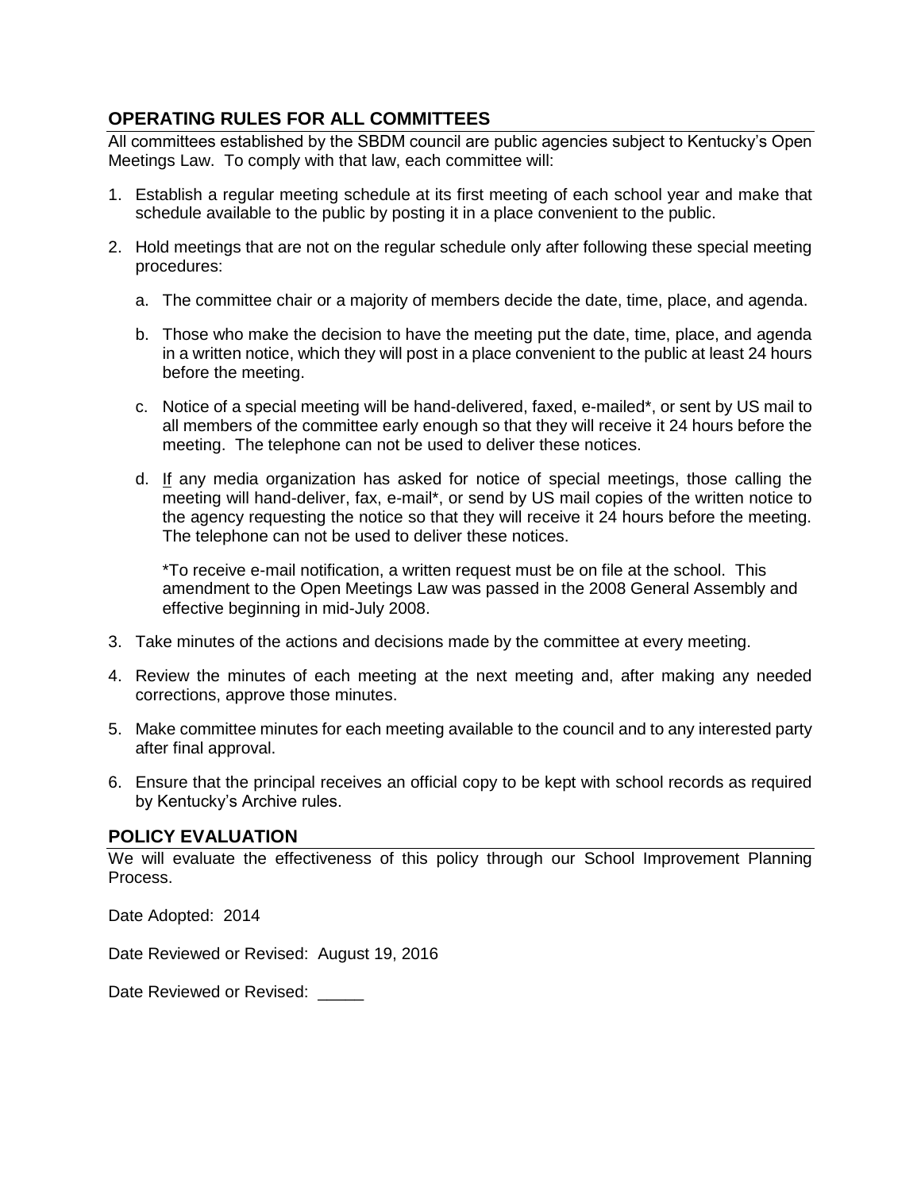## OPERATING RULES FOR ALL COMMITTEES

All committees established by the SBDM council are public agencies subject to Kentucky's Open Meetings Law. To comply with that law, each committee will:

1. Establish a regular meeting schedule at its first meeting of each school year and make that schedule available to the public by posting it in a place convenient to the public.
2. Hold meetings that are not on the regular schedule only after following these special meeting procedures:
   a. The committee chair or a majority of members decide the date, time, place, and agenda.
   b. Those who make the decision to have the meeting put the date, time, place, and agenda in a written notice, which they will post in a place convenient to the public at least 24 hours before the meeting.
   c. Notice of a special meeting will be hand-delivered, faxed, e-mailed*, or sent by US mail to all members of the committee early enough so that they will receive it 24 hours before the meeting. The telephone can not be used to deliver these notices.
   d. If any media organization has asked for notice of special meetings, those calling the meeting will hand-deliver, fax, e-mail*, or send by US mail copies of the written notice to the agency requesting the notice so that they will receive it 24 hours before the meeting. The telephone can not be used to deliver these notices.

   *To receive e-mail notification, a written request must be on file at the school. This amendment to the Open Meetings Law was passed in the 2008 General Assembly and effective beginning in mid-July 2008.
3. Take minutes of the actions and decisions made by the committee at every meeting.
4. Review the minutes of each meeting at the next meeting and, after making any needed corrections, approve those minutes.
5. Make committee minutes for each meeting available to the council and to any interested party after final approval.
6. Ensure that the principal receives an official copy to be kept with school records as required by Kentucky's Archive rules.

## POLICY EVALUATION

We will evaluate the effectiveness of this policy through our School Improvement Planning Process.

Date Adopted: 2014

Date Reviewed or Revised: August 19, 2016

Date Reviewed or Revised: _____